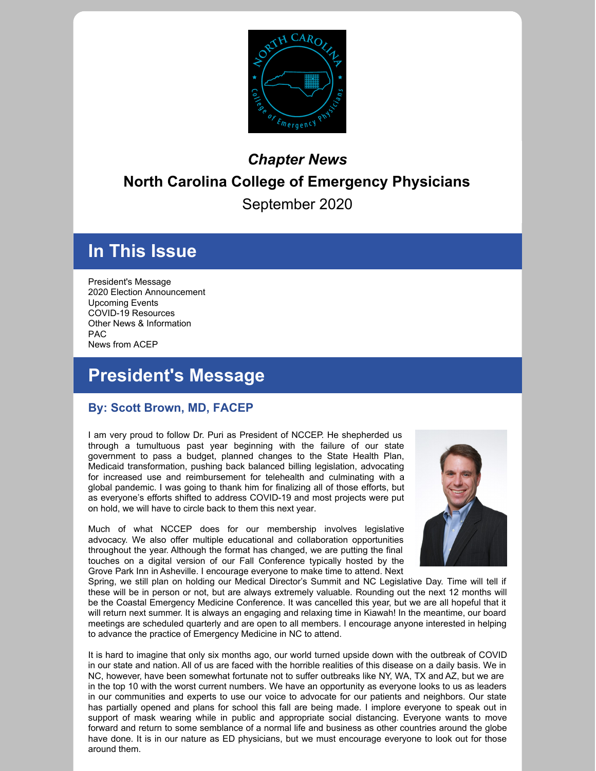*Chapter News*

**North Carolina College of Emergency Physicians**

September 2020

## In This Issue

President's Message
2020 Election Announcement
Upcoming Events
COVID-19 Resources
Other News & Information
PAC
News from ACEP

## President's Message

### By: Scott Brown, MD, FACEP

I am very proud to follow Dr. Puri as President of NCCEP. He shepherded us through a tumultuous past year beginning with the failure of our state government to pass a budget, planned changes to the State Health Plan, Medicaid transformation, pushing back balanced billing legislation, advocating for increased use and reimbursement for telehealth and culminating with a global pandemic. I was going to thank him for finalizing all of those efforts, but as everyone's efforts shifted to address COVID-19 and most projects were put on hold, we will have to circle back to them this next year.

Much of what NCCEP does for our membership involves legislative advocacy. We also offer multiple educational and collaboration opportunities throughout the year. Although the format has changed, we are putting the final touches on a digital version of our Fall Conference typically hosted by the Grove Park Inn in Asheville. I encourage everyone to make time to attend. Next Spring, we still plan on holding our Medical Director's Summit and NC Legislative Day. Time will tell if these will be in person or not, but are always extremely valuable. Rounding out the next 12 months will be the Coastal Emergency Medicine Conference. It was cancelled this year, but we are all hopeful that it will return next summer. It is always an engaging and relaxing time in Kiawah! In the meantime, our board meetings are scheduled quarterly and are open to all members. I encourage anyone interested in helping to advance the practice of Emergency Medicine in NC to attend.

It is hard to imagine that only six months ago, our world turned upside down with the outbreak of COVID in our state and nation. All of us are faced with the horrible realities of this disease on a daily basis. We in NC, however, have been somewhat fortunate not to suffer outbreaks like NY, WA, TX and AZ, but we are in the top 10 with the worst current numbers. We have an opportunity as everyone looks to us as leaders in our communities and experts to use our voice to advocate for our patients and neighbors. Our state has partially opened and plans for school this fall are being made. I implore everyone to speak out in support of mask wearing while in public and appropriate social distancing. Everyone wants to move forward and return to some semblance of a normal life and business as other countries around the globe have done. It is in our nature as ED physicians, but we must encourage everyone to look out for those around them.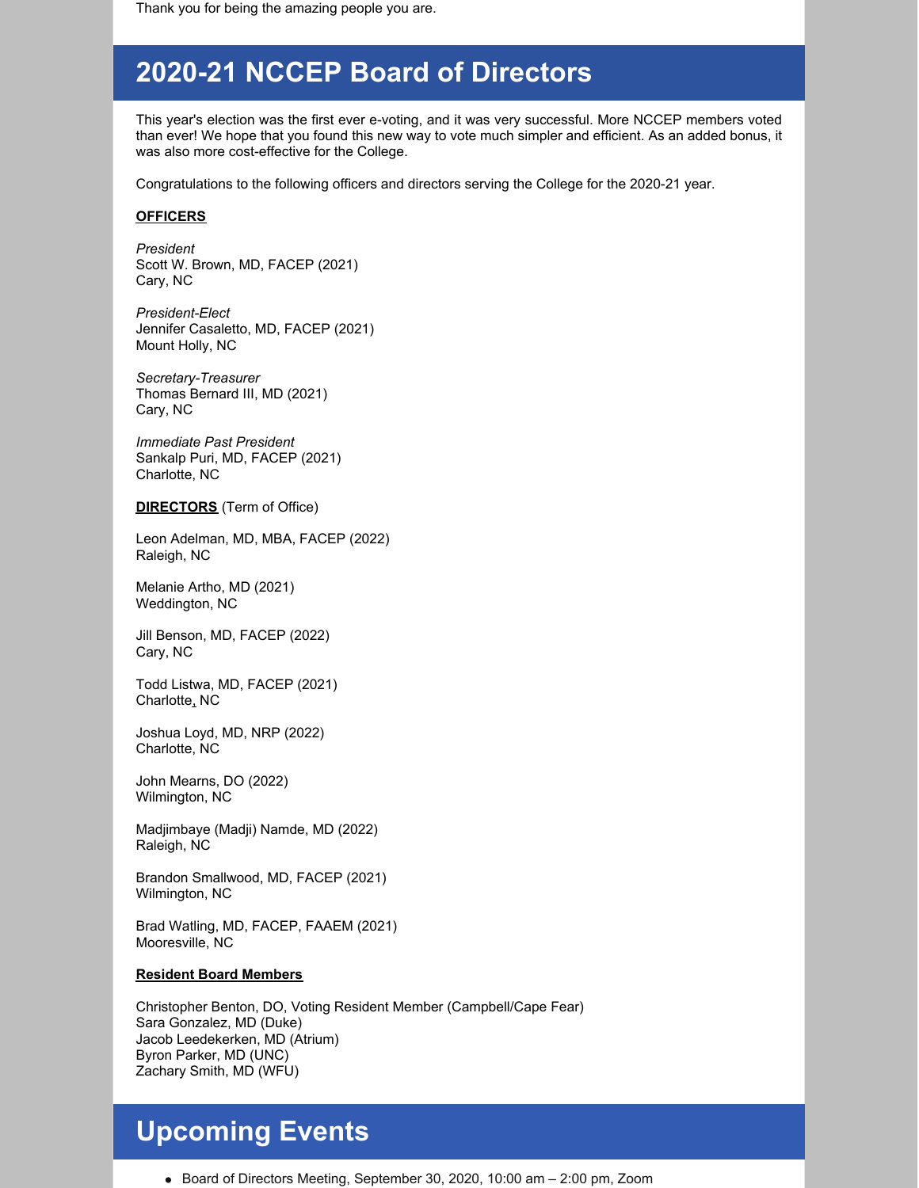Thank you for being the amazing people you are.

## 2020-21 NCCEP Board of Directors

This year's election was the first ever e-voting, and it was very successful. More NCCEP members voted than ever! We hope that you found this new way to vote much simpler and efficient. As an added bonus, it was also more cost-effective for the College.

Congratulations to the following officers and directors serving the College for the 2020-21 year.

**OFFICERS**

*President*
Scott W. Brown, MD, FACEP (2021)
Cary, NC

*President-Elect*
Jennifer Casaletto, MD, FACEP (2021)
Mount Holly, NC

*Secretary-Treasurer*
Thomas Bernard III, MD (2021)
Cary, NC

*Immediate Past President*
Sankalp Puri, MD, FACEP (2021)
Charlotte, NC

**DIRECTORS** (Term of Office)

Leon Adelman, MD, MBA, FACEP (2022)
Raleigh, NC

Melanie Artho, MD (2021)
Weddington, NC

Jill Benson, MD, FACEP (2022)
Cary, NC

Todd Listwa, MD, FACEP (2021)
Charlotte, NC

Joshua Loyd, MD, NRP (2022)
Charlotte, NC

John Mearns, DO (2022)
Wilmington, NC

Madjimbaye (Madji) Namde, MD (2022)
Raleigh, NC

Brandon Smallwood, MD, FACEP (2021)
Wilmington, NC

Brad Watling, MD, FACEP, FAAEM (2021)
Mooresville, NC

**Resident Board Members**

Christopher Benton, DO, Voting Resident Member (Campbell/Cape Fear)
Sara Gonzalez, MD (Duke)
Jacob Leedekerken, MD (Atrium)
Byron Parker, MD (UNC)
Zachary Smith, MD (WFU)

## Upcoming Events

- Board of Directors Meeting, September 30, 2020, 10:00 am – 2:00 pm, Zoom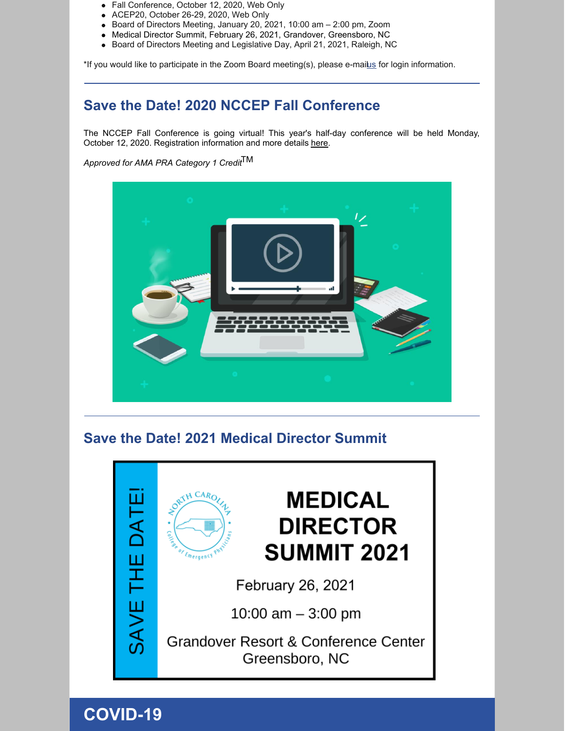- Fall Conference, October 12, 2020, Web Only
- ACEP20, October 26-29, 2020, Web Only
- Board of Directors Meeting, January 20, 2021, 10:00 am – 2:00 pm, Zoom
- Medical Director Summit, February 26, 2021, Grandover, Greensboro, NC
- Board of Directors Meeting and Legislative Day, April 21, 2021, Raleigh, NC

*If you would like to participate in the Zoom Board meeting(s), please e-mail us for login information.

## Save the Date! 2020 NCCEP Fall Conference

The NCCEP Fall Conference is going virtual! This year's half-day conference will be held Monday, October 12, 2020. Registration information and more details here.

*Approved for AMA PRA Category 1 Credit*™

## Save the Date! 2021 Medical Director Summit

SAVE THE DATE!

North Carolina College of Emergency Physicians

**MEDICAL DIRECTOR SUMMIT 2021**

February 26, 2021

10:00 am – 3:00 pm

Grandover Resort & Conference Center
Greensboro, NC

## COVID-19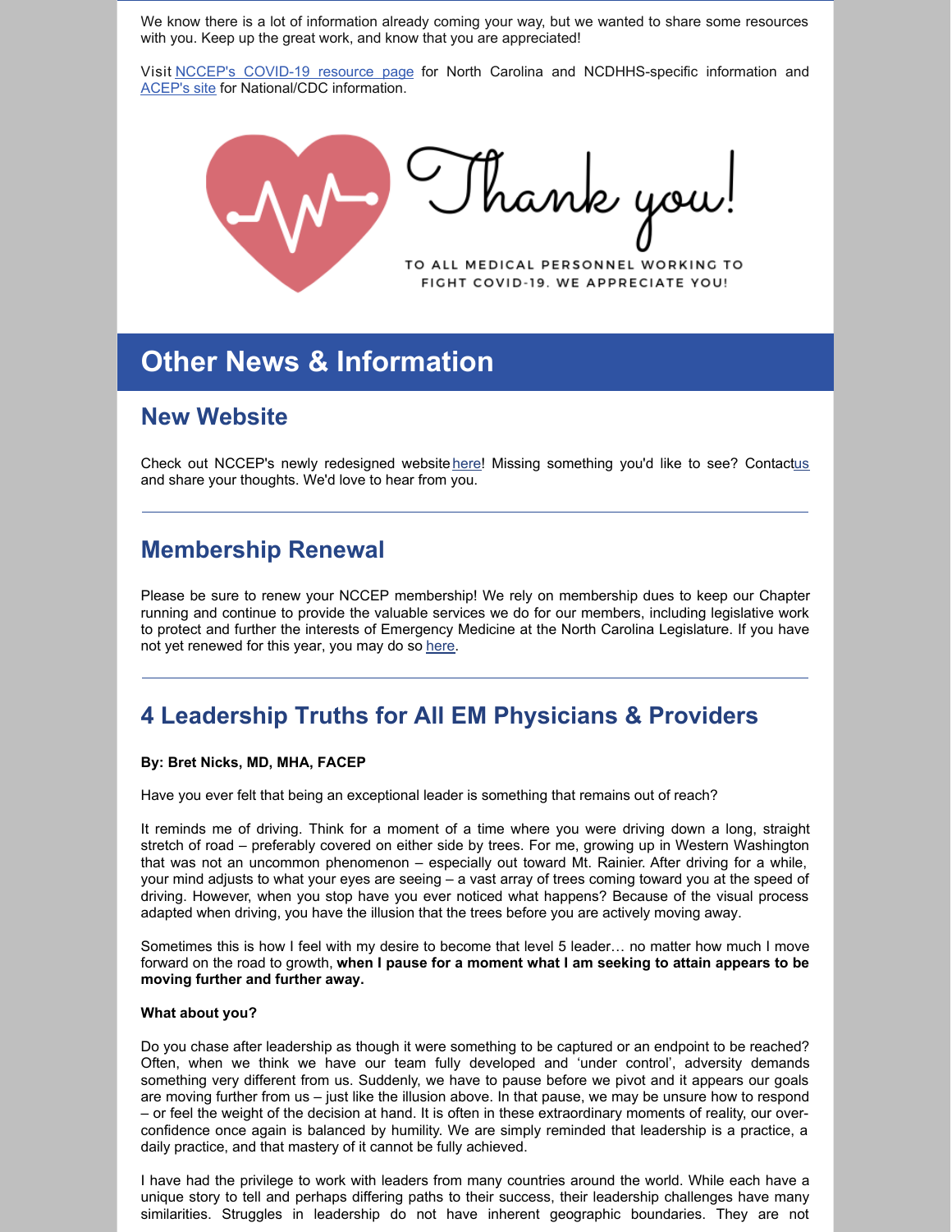We know there is a lot of information already coming your way, but we wanted to share some resources with you. Keep up the great work, and know that you are appreciated!

Visit NCCEP's COVID-19 resource page for North Carolina and NCDHHS-specific information and ACEP's site for National/CDC information.

Thank you!

TO ALL MEDICAL PERSONNEL WORKING TO FIGHT COVID-19. WE APPRECIATE YOU!

# Other News & Information

## New Website

Check out NCCEP's newly redesigned website here! Missing something you'd like to see? Contact us and share your thoughts. We'd love to hear from you.

---

## Membership Renewal

Please be sure to renew your NCCEP membership! We rely on membership dues to keep our Chapter running and continue to provide the valuable services we do for our members, including legislative work to protect and further the interests of Emergency Medicine at the North Carolina Legislature. If you have not yet renewed for this year, you may do so here.

---

## 4 Leadership Truths for All EM Physicians & Providers

**By: Bret Nicks, MD, MHA, FACEP**

Have you ever felt that being an exceptional leader is something that remains out of reach?

It reminds me of driving. Think for a moment of a time where you were driving down a long, straight stretch of road – preferably covered on either side by trees. For me, growing up in Western Washington that was not an uncommon phenomenon – especially out toward Mt. Rainier. After driving for a while, your mind adjusts to what your eyes are seeing – a vast array of trees coming toward you at the speed of driving. However, when you stop have you ever noticed what happens? Because of the visual process adapted when driving, you have the illusion that the trees before you are actively moving away.

Sometimes this is how I feel with my desire to become that level 5 leader… no matter how much I move forward on the road to growth, **when I pause for a moment what I am seeking to attain appears to be moving further and further away.**

**What about you?**

Do you chase after leadership as though it were something to be captured or an endpoint to be reached? Often, when we think we have our team fully developed and 'under control', adversity demands something very different from us. Suddenly, we have to pause before we pivot and it appears our goals are moving further from us – just like the illusion above. In that pause, we may be unsure how to respond – or feel the weight of the decision at hand. It is often in these extraordinary moments of reality, our over-confidence once again is balanced by humility. We are simply reminded that leadership is a practice, a daily practice, and that mastery of it cannot be fully achieved.

I have had the privilege to work with leaders from many countries around the world. While each have a unique story to tell and perhaps differing paths to their success, their leadership challenges have many similarities. Struggles in leadership do not have inherent geographic boundaries. They are not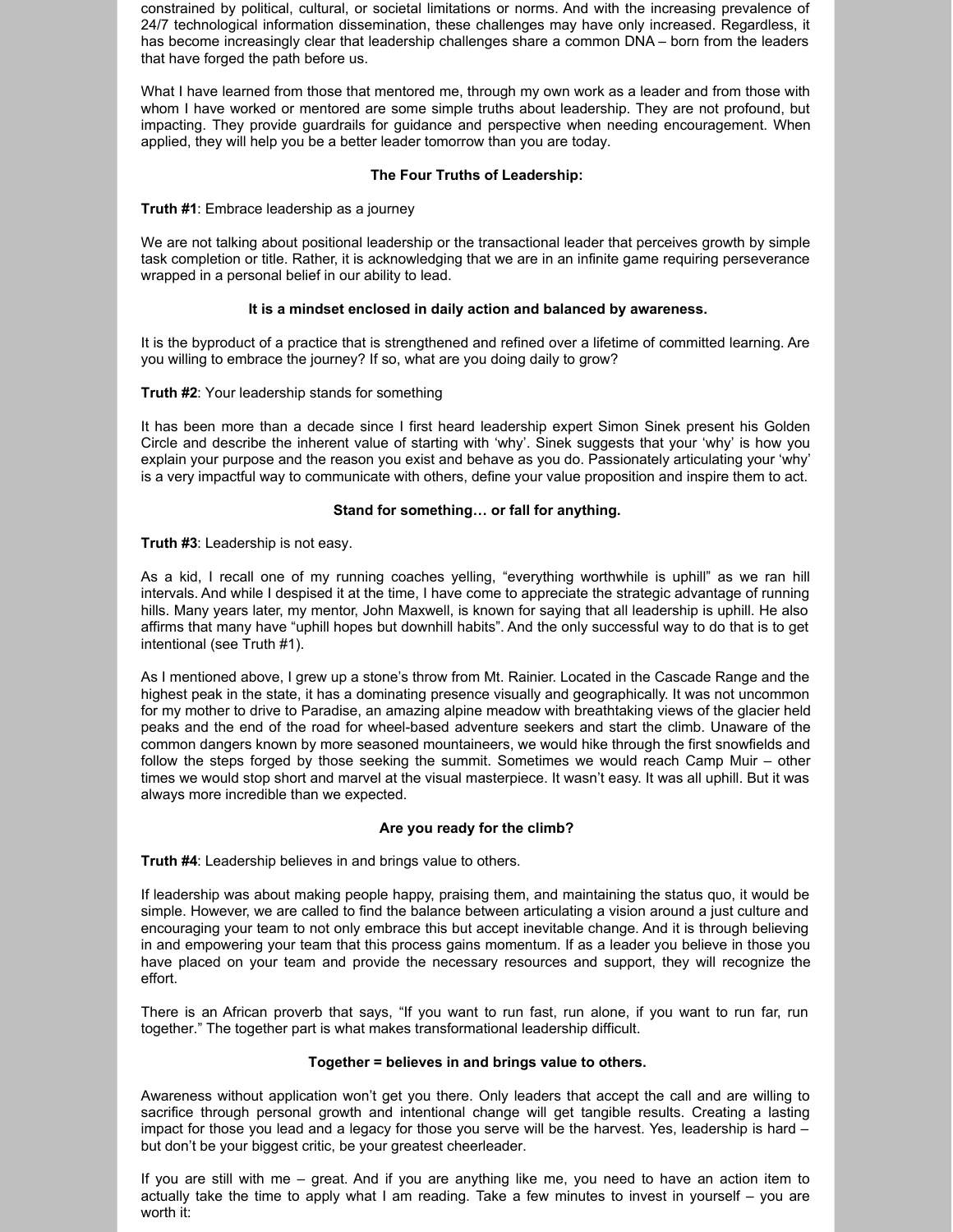constrained by political, cultural, or societal limitations or norms. And with the increasing prevalence of 24/7 technological information dissemination, these challenges may have only increased. Regardless, it has become increasingly clear that leadership challenges share a common DNA – born from the leaders that have forged the path before us.

What I have learned from those that mentored me, through my own work as a leader and from those with whom I have worked or mentored are some simple truths about leadership. They are not profound, but impacting. They provide guardrails for guidance and perspective when needing encouragement. When applied, they will help you be a better leader tomorrow than you are today.

**The Four Truths of Leadership:**

**Truth #1**: Embrace leadership as a journey

We are not talking about positional leadership or the transactional leader that perceives growth by simple task completion or title. Rather, it is acknowledging that we are in an infinite game requiring perseverance wrapped in a personal belief in our ability to lead.

**It is a mindset enclosed in daily action and balanced by awareness.**

It is the byproduct of a practice that is strengthened and refined over a lifetime of committed learning. Are you willing to embrace the journey? If so, what are you doing daily to grow?

**Truth #2**: Your leadership stands for something

It has been more than a decade since I first heard leadership expert Simon Sinek present his Golden Circle and describe the inherent value of starting with 'why'. Sinek suggests that your 'why' is how you explain your purpose and the reason you exist and behave as you do. Passionately articulating your 'why' is a very impactful way to communicate with others, define your value proposition and inspire them to act.

**Stand for something… or fall for anything.**

**Truth #3**: Leadership is not easy.

As a kid, I recall one of my running coaches yelling, "everything worthwhile is uphill" as we ran hill intervals. And while I despised it at the time, I have come to appreciate the strategic advantage of running hills. Many years later, my mentor, John Maxwell, is known for saying that all leadership is uphill. He also affirms that many have "uphill hopes but downhill habits". And the only successful way to do that is to get intentional (see Truth #1).

As I mentioned above, I grew up a stone's throw from Mt. Rainier. Located in the Cascade Range and the highest peak in the state, it has a dominating presence visually and geographically. It was not uncommon for my mother to drive to Paradise, an amazing alpine meadow with breathtaking views of the glacier held peaks and the end of the road for wheel-based adventure seekers and start the climb. Unaware of the common dangers known by more seasoned mountaineers, we would hike through the first snowfields and follow the steps forged by those seeking the summit. Sometimes we would reach Camp Muir – other times we would stop short and marvel at the visual masterpiece. It wasn't easy. It was all uphill. But it was always more incredible than we expected.

**Are you ready for the climb?**

**Truth #4**: Leadership believes in and brings value to others.

If leadership was about making people happy, praising them, and maintaining the status quo, it would be simple. However, we are called to find the balance between articulating a vision around a just culture and encouraging your team to not only embrace this but accept inevitable change. And it is through believing in and empowering your team that this process gains momentum. If as a leader you believe in those you have placed on your team and provide the necessary resources and support, they will recognize the effort.

There is an African proverb that says, "If you want to run fast, run alone, if you want to run far, run together." The together part is what makes transformational leadership difficult.

**Together = believes in and brings value to others.**

Awareness without application won't get you there. Only leaders that accept the call and are willing to sacrifice through personal growth and intentional change will get tangible results. Creating a lasting impact for those you lead and a legacy for those you serve will be the harvest. Yes, leadership is hard – but don't be your biggest critic, be your greatest cheerleader.

If you are still with me – great. And if you are anything like me, you need to have an action item to actually take the time to apply what I am reading. Take a few minutes to invest in yourself – you are worth it: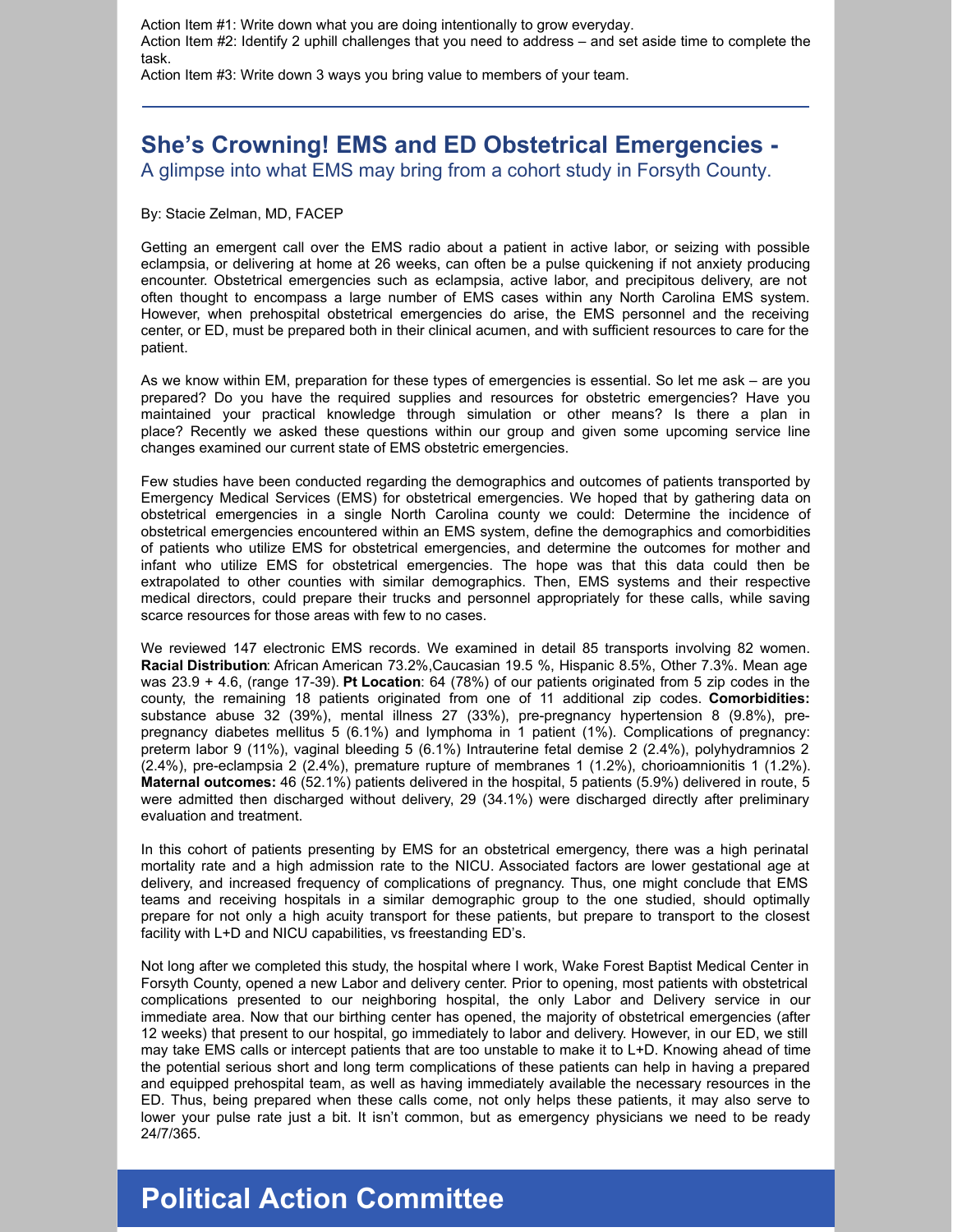Action Item #1: Write down what you are doing intentionally to grow everyday.
Action Item #2: Identify 2 uphill challenges that you need to address – and set aside time to complete the task.
Action Item #3: Write down 3 ways you bring value to members of your team.

---

## She's Crowning! EMS and ED Obstetrical Emergencies -

### A glimpse into what EMS may bring from a cohort study in Forsyth County.

By: Stacie Zelman, MD, FACEP

Getting an emergent call over the EMS radio about a patient in active labor, or seizing with possible eclampsia, or delivering at home at 26 weeks, can often be a pulse quickening if not anxiety producing encounter. Obstetrical emergencies such as eclampsia, active labor, and precipitous delivery, are not often thought to encompass a large number of EMS cases within any North Carolina EMS system. However, when prehospital obstetrical emergencies do arise, the EMS personnel and the receiving center, or ED, must be prepared both in their clinical acumen, and with sufficient resources to care for the patient.

As we know within EM, preparation for these types of emergencies is essential. So let me ask – are you prepared? Do you have the required supplies and resources for obstetric emergencies? Have you maintained your practical knowledge through simulation or other means? Is there a plan in place? Recently we asked these questions within our group and given some upcoming service line changes examined our current state of EMS obstetric emergencies.

Few studies have been conducted regarding the demographics and outcomes of patients transported by Emergency Medical Services (EMS) for obstetrical emergencies. We hoped that by gathering data on obstetrical emergencies in a single North Carolina county we could: Determine the incidence of obstetrical emergencies encountered within an EMS system, define the demographics and comorbidities of patients who utilize EMS for obstetrical emergencies, and determine the outcomes for mother and infant who utilize EMS for obstetrical emergencies. The hope was that this data could then be extrapolated to other counties with similar demographics. Then, EMS systems and their respective medical directors, could prepare their trucks and personnel appropriately for these calls, while saving scarce resources for those areas with few to no cases.

We reviewed 147 electronic EMS records. We examined in detail 85 transports involving 82 women. **Racial Distribution**: African American 73.2%,Caucasian 19.5 %, Hispanic 8.5%, Other 7.3%. Mean age was 23.9 + 4.6, (range 17-39). **Pt Location**: 64 (78%) of our patients originated from 5 zip codes in the county, the remaining 18 patients originated from one of 11 additional zip codes. **Comorbidities:** substance abuse 32 (39%), mental illness 27 (33%), pre-pregnancy hypertension 8 (9.8%), pre-pregnancy diabetes mellitus 5 (6.1%) and lymphoma in 1 patient (1%). Complications of pregnancy: preterm labor 9 (11%), vaginal bleeding 5 (6.1%) Intrauterine fetal demise 2 (2.4%), polyhydramnios 2 (2.4%), pre-eclampsia 2 (2.4%), premature rupture of membranes 1 (1.2%), chorioamnionitis 1 (1.2%). **Maternal outcomes:** 46 (52.1%) patients delivered in the hospital, 5 patients (5.9%) delivered in route, 5 were admitted then discharged without delivery, 29 (34.1%) were discharged directly after preliminary evaluation and treatment.

In this cohort of patients presenting by EMS for an obstetrical emergency, there was a high perinatal mortality rate and a high admission rate to the NICU. Associated factors are lower gestational age at delivery, and increased frequency of complications of pregnancy. Thus, one might conclude that EMS teams and receiving hospitals in a similar demographic group to the one studied, should optimally prepare for not only a high acuity transport for these patients, but prepare to transport to the closest facility with L+D and NICU capabilities, vs freestanding ED's.

Not long after we completed this study, the hospital where I work, Wake Forest Baptist Medical Center in Forsyth County, opened a new Labor and delivery center. Prior to opening, most patients with obstetrical complications presented to our neighboring hospital, the only Labor and Delivery service in our immediate area. Now that our birthing center has opened, the majority of obstetrical emergencies (after 12 weeks) that present to our hospital, go immediately to labor and delivery. However, in our ED, we still may take EMS calls or intercept patients that are too unstable to make it to L+D. Knowing ahead of time the potential serious short and long term complications of these patients can help in having a prepared and equipped prehospital team, as well as having immediately available the necessary resources in the ED. Thus, being prepared when these calls come, not only helps these patients, it may also serve to lower your pulse rate just a bit. It isn't common, but as emergency physicians we need to be ready 24/7/365.

## Political Action Committee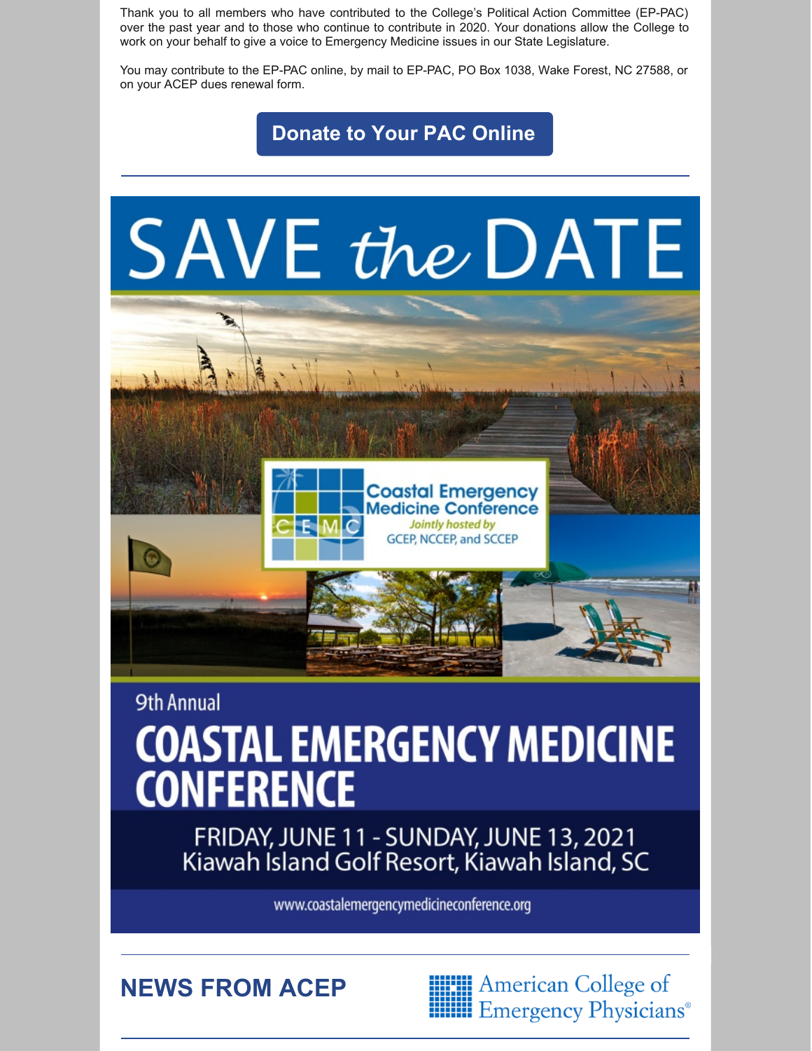Thank you to all members who have contributed to the College's Political Action Committee (EP-PAC) over the past year and to those who continue to contribute in 2020. Your donations allow the College to work on your behalf to give a voice to Emergency Medicine issues in our State Legislature.

You may contribute to the EP-PAC online, by mail to EP-PAC, PO Box 1038, Wake Forest, NC 27588, or on your ACEP dues renewal form.

**Donate to Your PAC Online**

---

# SAVE the DATE

Coastal Emergency Medicine Conference
*Jointly hosted by* GCEP, NCCEP, and SCCEP

9th Annual

## COASTAL EMERGENCY MEDICINE CONFERENCE

FRIDAY, JUNE 11 - SUNDAY, JUNE 13, 2021
Kiawah Island Golf Resort, Kiawah Island, SC

www.coastalemergencymedicineconference.org

---

## NEWS FROM ACEP

American College of Emergency Physicians®

---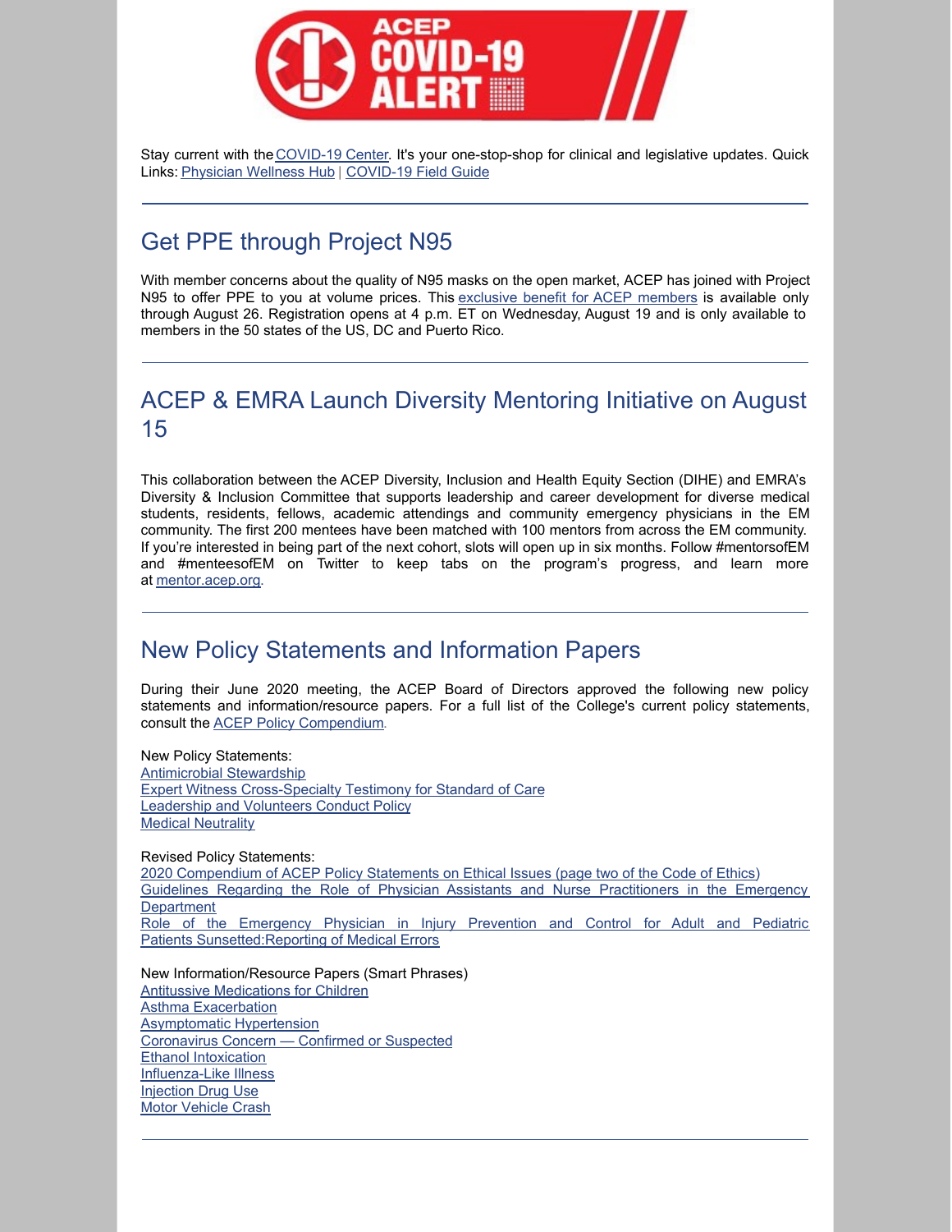Stay current with the COVID-19 Center. It's your one-stop-shop for clinical and legislative updates. Quick Links: Physician Wellness Hub | COVID-19 Field Guide

---

## Get PPE through Project N95

With member concerns about the quality of N95 masks on the open market, ACEP has joined with Project N95 to offer PPE to you at volume prices. This exclusive benefit for ACEP members is available only through August 26. Registration opens at 4 p.m. ET on Wednesday, August 19 and is only available to members in the 50 states of the US, DC and Puerto Rico.

---

## ACEP & EMRA Launch Diversity Mentoring Initiative on August 15

This collaboration between the ACEP Diversity, Inclusion and Health Equity Section (DIHE) and EMRA's Diversity & Inclusion Committee that supports leadership and career development for diverse medical students, residents, fellows, academic attendings and community emergency physicians in the EM community. The first 200 mentees have been matched with 100 mentors from across the EM community. If you're interested in being part of the next cohort, slots will open up in six months. Follow #mentorsofEM and #menteesofEM on Twitter to keep tabs on the program's progress, and learn more at mentor.acep.org.

---

## New Policy Statements and Information Papers

During their June 2020 meeting, the ACEP Board of Directors approved the following new policy statements and information/resource papers. For a full list of the College's current policy statements, consult the ACEP Policy Compendium.

New Policy Statements:
Antimicrobial Stewardship
Expert Witness Cross-Specialty Testimony for Standard of Care
Leadership and Volunteers Conduct Policy
Medical Neutrality

Revised Policy Statements:
2020 Compendium of ACEP Policy Statements on Ethical Issues (page two of the Code of Ethics)
Guidelines Regarding the Role of Physician Assistants and Nurse Practitioners in the Emergency Department
Role of the Emergency Physician in Injury Prevention and Control for Adult and Pediatric Patients Sunsetted:Reporting of Medical Errors

New Information/Resource Papers (Smart Phrases)
Antitussive Medications for Children
Asthma Exacerbation
Asymptomatic Hypertension
Coronavirus Concern — Confirmed or Suspected
Ethanol Intoxication
Influenza-Like Illness
Injection Drug Use
Motor Vehicle Crash

---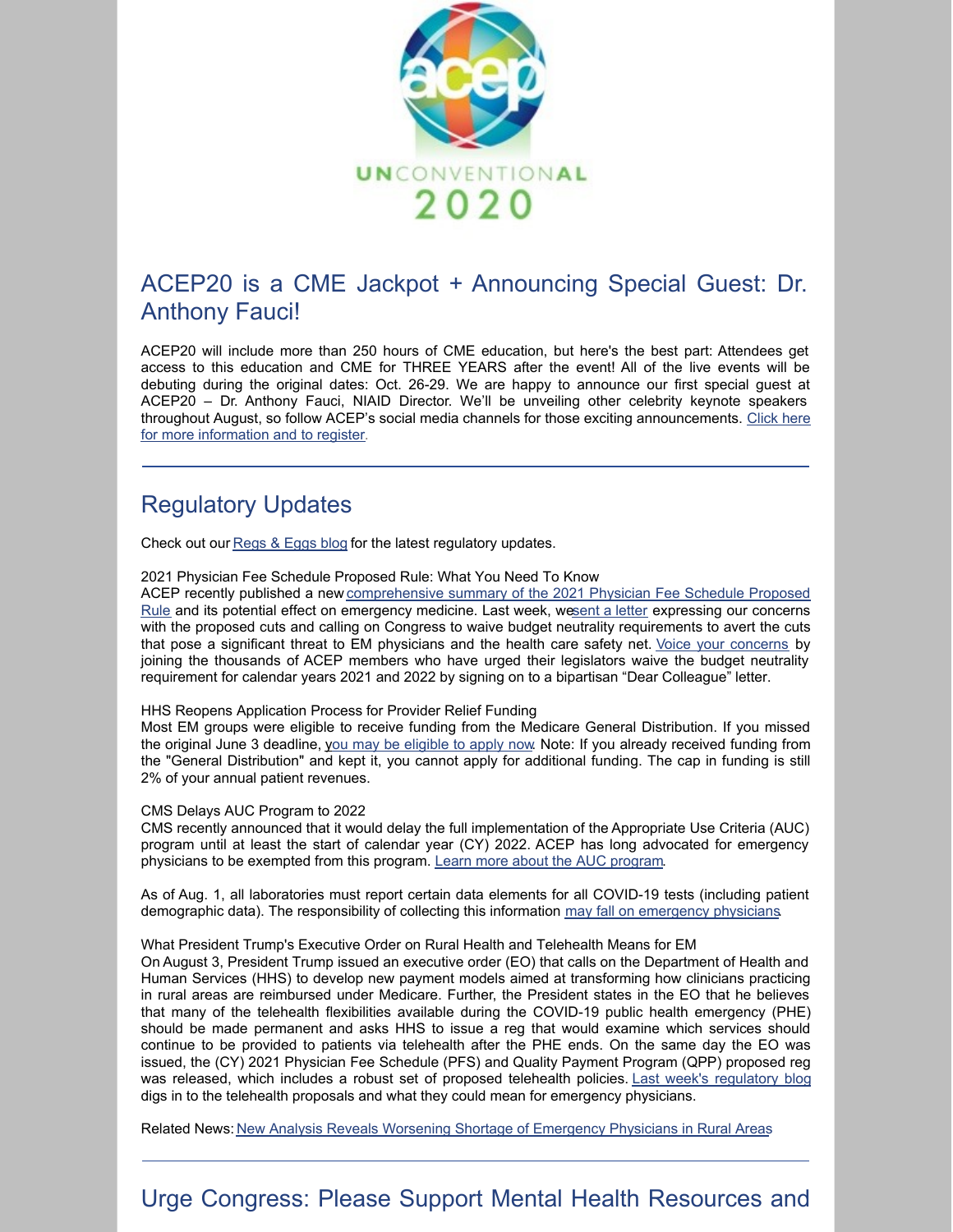## ACEP20 is a CME Jackpot + Announcing Special Guest: Dr. Anthony Fauci!

ACEP20 will include more than 250 hours of CME education, but here's the best part: Attendees get access to this education and CME for THREE YEARS after the event! All of the live events will be debuting during the original dates: Oct. 26-29. We are happy to announce our first special guest at ACEP20 – Dr. Anthony Fauci, NIAID Director. We'll be unveiling other celebrity keynote speakers throughout August, so follow ACEP's social media channels for those exciting announcements. Click here for more information and to register.

---

## Regulatory Updates

Check out our Regs & Eggs blog for the latest regulatory updates.

2021 Physician Fee Schedule Proposed Rule: What You Need To Know
ACEP recently published a new comprehensive summary of the 2021 Physician Fee Schedule Proposed Rule and its potential effect on emergency medicine. Last week, we sent a letter expressing our concerns with the proposed cuts and calling on Congress to waive budget neutrality requirements to avert the cuts that pose a significant threat to EM physicians and the health care safety net. Voice your concerns by joining the thousands of ACEP members who have urged their legislators waive the budget neutrality requirement for calendar years 2021 and 2022 by signing on to a bipartisan "Dear Colleague" letter.

HHS Reopens Application Process for Provider Relief Funding
Most EM groups were eligible to receive funding from the Medicare General Distribution. If you missed the original June 3 deadline, you may be eligible to apply now. Note: If you already received funding from the "General Distribution" and kept it, you cannot apply for additional funding. The cap in funding is still 2% of your annual patient revenues.

CMS Delays AUC Program to 2022
CMS recently announced that it would delay the full implementation of the Appropriate Use Criteria (AUC) program until at least the start of calendar year (CY) 2022. ACEP has long advocated for emergency physicians to be exempted from this program. Learn more about the AUC program.

As of Aug. 1, all laboratories must report certain data elements for all COVID-19 tests (including patient demographic data). The responsibility of collecting this information may fall on emergency physicians.

What President Trump's Executive Order on Rural Health and Telehealth Means for EM
On August 3, President Trump issued an executive order (EO) that calls on the Department of Health and Human Services (HHS) to develop new payment models aimed at transforming how clinicians practicing in rural areas are reimbursed under Medicare. Further, the President states in the EO that he believes that many of the telehealth flexibilities available during the COVID-19 public health emergency (PHE) should be made permanent and asks HHS to issue a reg that would examine which services should continue to be provided to patients via telehealth after the PHE ends. On the same day the EO was issued, the (CY) 2021 Physician Fee Schedule (PFS) and Quality Payment Program (QPP) proposed reg was released, which includes a robust set of proposed telehealth policies. Last week's regulatory blog digs in to the telehealth proposals and what they could mean for emergency physicians.

Related News: New Analysis Reveals Worsening Shortage of Emergency Physicians in Rural Areas

---

## Urge Congress: Please Support Mental Health Resources and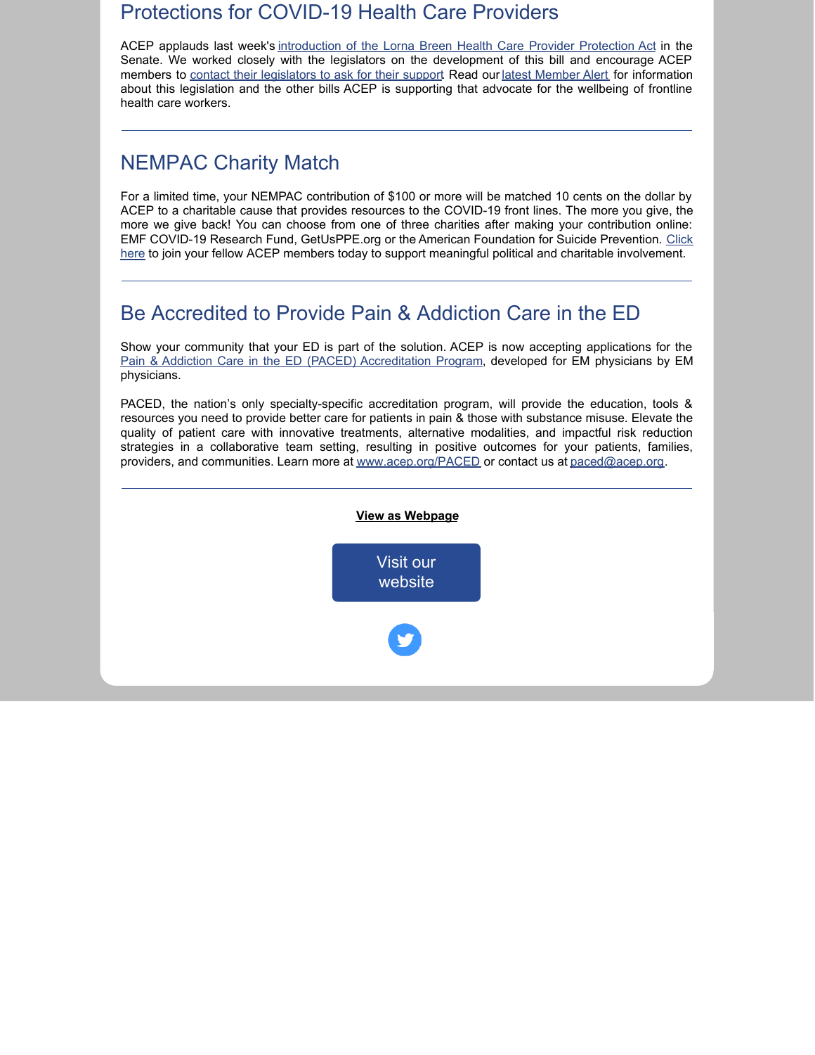## Protections for COVID-19 Health Care Providers

ACEP applauds last week's introduction of the Lorna Breen Health Care Provider Protection Act in the Senate. We worked closely with the legislators on the development of this bill and encourage ACEP members to contact their legislators to ask for their support Read our latest Member Alert for information about this legislation and the other bills ACEP is supporting that advocate for the wellbeing of frontline health care workers.

---

## NEMPAC Charity Match

For a limited time, your NEMPAC contribution of $100 or more will be matched 10 cents on the dollar by ACEP to a charitable cause that provides resources to the COVID-19 front lines. The more you give, the more we give back! You can choose from one of three charities after making your contribution online: EMF COVID-19 Research Fund, GetUsPPE.org or the American Foundation for Suicide Prevention. Click here to join your fellow ACEP members today to support meaningful political and charitable involvement.

---

## Be Accredited to Provide Pain & Addiction Care in the ED

Show your community that your ED is part of the solution. ACEP is now accepting applications for the Pain & Addiction Care in the ED (PACED) Accreditation Program, developed for EM physicians by EM physicians.

PACED, the nation's only specialty-specific accreditation program, will provide the education, tools & resources you need to provide better care for patients in pain & those with substance misuse. Elevate the quality of patient care with innovative treatments, alternative modalities, and impactful risk reduction strategies in a collaborative team setting, resulting in positive outcomes for your patients, families, providers, and communities. Learn more at www.acep.org/PACED or contact us at paced@acep.org.

---

**View as Webpage**

Visit our website